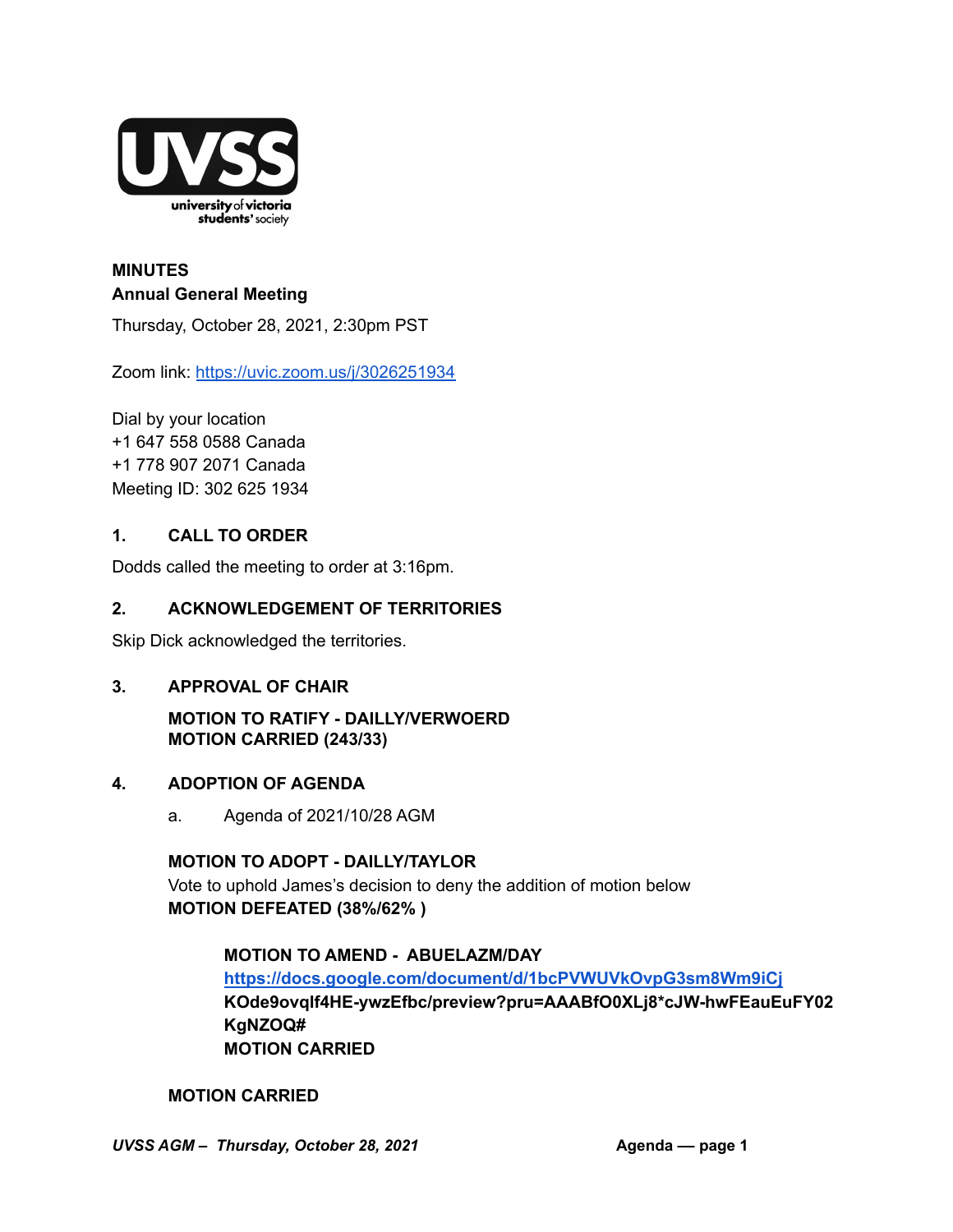**MINUTES**
**Annual General Meeting**

Thursday, October 28, 2021, 2:30pm PST

Zoom link: https://uvic.zoom.us/j/3026251934

Dial by your location
+1 647 558 0588 Canada
+1 778 907 2071 Canada
Meeting ID: 302 625 1934

## 1. CALL TO ORDER

Dodds called the meeting to order at 3:16pm.

## 2. ACKNOWLEDGEMENT OF TERRITORIES

Skip Dick acknowledged the territories.

## 3. APPROVAL OF CHAIR

**MOTION TO RATIFY - DAILLY/VERWOERD**
**MOTION CARRIED (243/33)**

## 4. ADOPTION OF AGENDA

a. Agenda of 2021/10/28 AGM

**MOTION TO ADOPT - DAILLY/TAYLOR**
Vote to uphold James's decision to deny the addition of motion below
**MOTION DEFEATED (38%/62% )**

> **MOTION TO AMEND - ABUELAZM/DAY**
> **https://docs.google.com/document/d/1bcPVWUVkOvpG3sm8Wm9iCjKOde9ovqlf4HE-ywzEfbc/preview?pru=AAABfO0XLj8*cJW-hwFEauEuFY02KgNZOQ#**
> **MOTION CARRIED**

**MOTION CARRIED**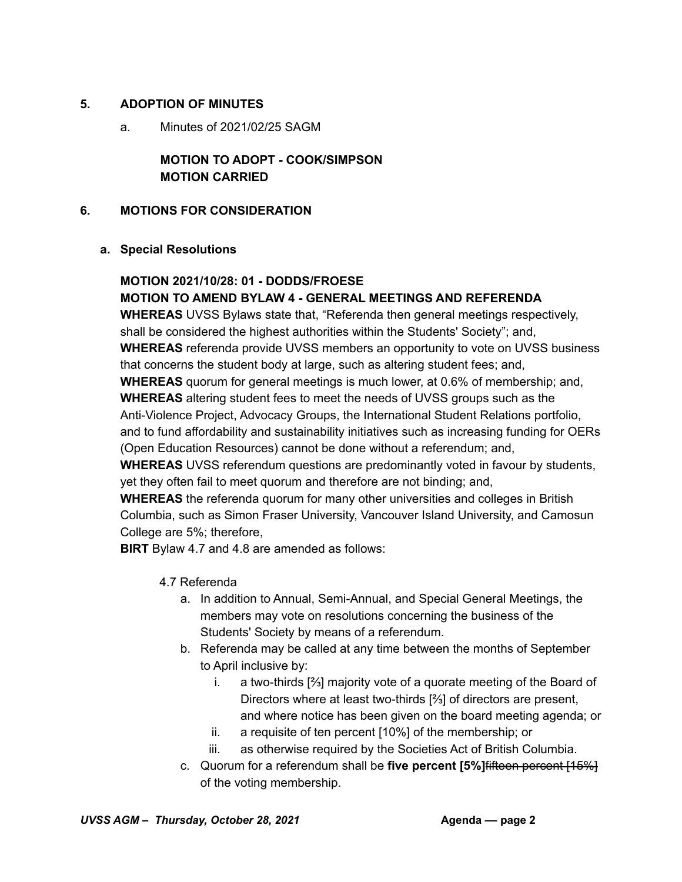## 5. ADOPTION OF MINUTES

a. Minutes of 2021/02/25 SAGM

**MOTION TO ADOPT - COOK/SIMPSON**
**MOTION CARRIED**

## 6. MOTIONS FOR CONSIDERATION

### a. Special Resolutions

**MOTION 2021/10/28: 01 - DODDS/FROESE**
**MOTION TO AMEND BYLAW 4 - GENERAL MEETINGS AND REFERENDA**

**WHEREAS** UVSS Bylaws state that, "Referenda then general meetings respectively, shall be considered the highest authorities within the Students' Society"; and,
**WHEREAS** referenda provide UVSS members an opportunity to vote on UVSS business that concerns the student body at large, such as altering student fees; and,
**WHEREAS** quorum for general meetings is much lower, at 0.6% of membership; and,
**WHEREAS** altering student fees to meet the needs of UVSS groups such as the Anti-Violence Project, Advocacy Groups, the International Student Relations portfolio, and to fund affordability and sustainability initiatives such as increasing funding for OERs (Open Education Resources) cannot be done without a referendum; and,
**WHEREAS** UVSS referendum questions are predominantly voted in favour by students, yet they often fail to meet quorum and therefore are not binding; and,
**WHEREAS** the referenda quorum for many other universities and colleges in British Columbia, such as Simon Fraser University, Vancouver Island University, and Camosun College are 5%; therefore,
**BIRT** Bylaw 4.7 and 4.8 are amended as follows:

4.7 Referenda

a. In addition to Annual, Semi-Annual, and Special General Meetings, the members may vote on resolutions concerning the business of the Students' Society by means of a referendum.
b. Referenda may be called at any time between the months of September to April inclusive by:
   i. a two-thirds [⅔] majority vote of a quorate meeting of the Board of Directors where at least two-thirds [⅔] of directors are present, and where notice has been given on the board meeting agenda; or
   ii. a requisite of ten percent [10%] of the membership; or
   iii. as otherwise required by the Societies Act of British Columbia.
c. Quorum for a referendum shall be **five percent [5%]**~~fifteen percent [15%]~~ of the voting membership.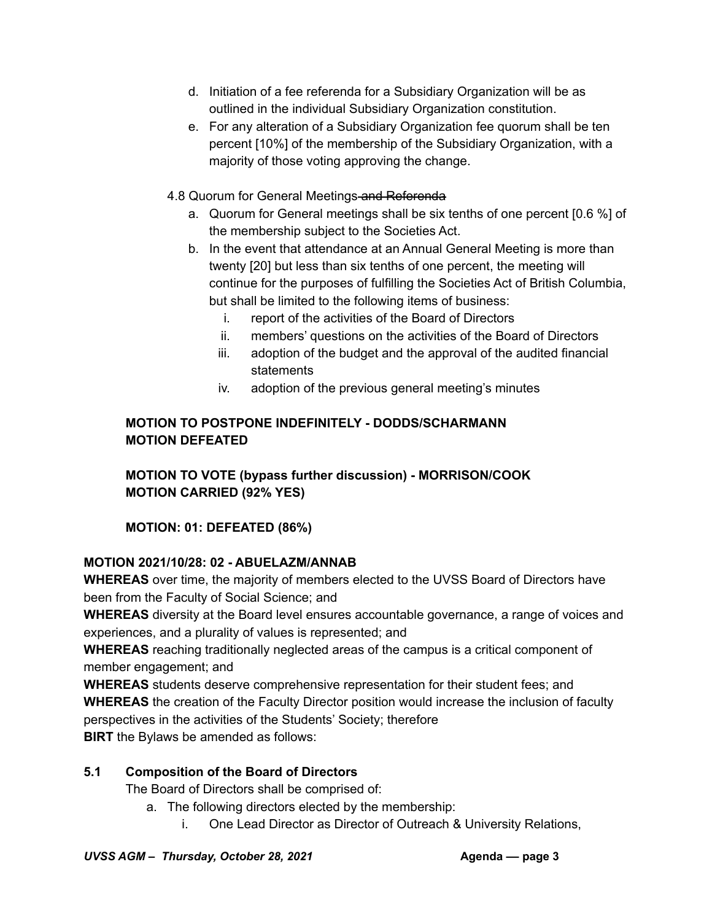d. Initiation of a fee referenda for a Subsidiary Organization will be as outlined in the individual Subsidiary Organization constitution.
e. For any alteration of a Subsidiary Organization fee quorum shall be ten percent [10%] of the membership of the Subsidiary Organization, with a majority of those voting approving the change.

4.8 Quorum for General Meetings ~~and Referenda~~

a. Quorum for General meetings shall be six tenths of one percent [0.6 %] of the membership subject to the Societies Act.
b. In the event that attendance at an Annual General Meeting is more than twenty [20] but less than six tenths of one percent, the meeting will continue for the purposes of fulfilling the Societies Act of British Columbia, but shall be limited to the following items of business:
    i. report of the activities of the Board of Directors
    ii. members' questions on the activities of the Board of Directors
    iii. adoption of the budget and the approval of the audited financial statements
    iv. adoption of the previous general meeting's minutes

**MOTION TO POSTPONE INDEFINITELY - DODDS/SCHARMANN**
**MOTION DEFEATED**

**MOTION TO VOTE (bypass further discussion) - MORRISON/COOK**
**MOTION CARRIED (92% YES)**

**MOTION: 01: DEFEATED (86%)**

**MOTION 2021/10/28: 02 - ABUELAZM/ANNAB**

**WHEREAS** over time, the majority of members elected to the UVSS Board of Directors have been from the Faculty of Social Science; and
**WHEREAS** diversity at the Board level ensures accountable governance, a range of voices and experiences, and a plurality of values is represented; and
**WHEREAS** reaching traditionally neglected areas of the campus is a critical component of member engagement; and
**WHEREAS** students deserve comprehensive representation for their student fees; and
**WHEREAS** the creation of the Faculty Director position would increase the inclusion of faculty perspectives in the activities of the Students' Society; therefore
**BIRT** the Bylaws be amended as follows:

**5.1 Composition of the Board of Directors**

The Board of Directors shall be comprised of:

a. The following directors elected by the membership:
    i. One Lead Director as Director of Outreach & University Relations,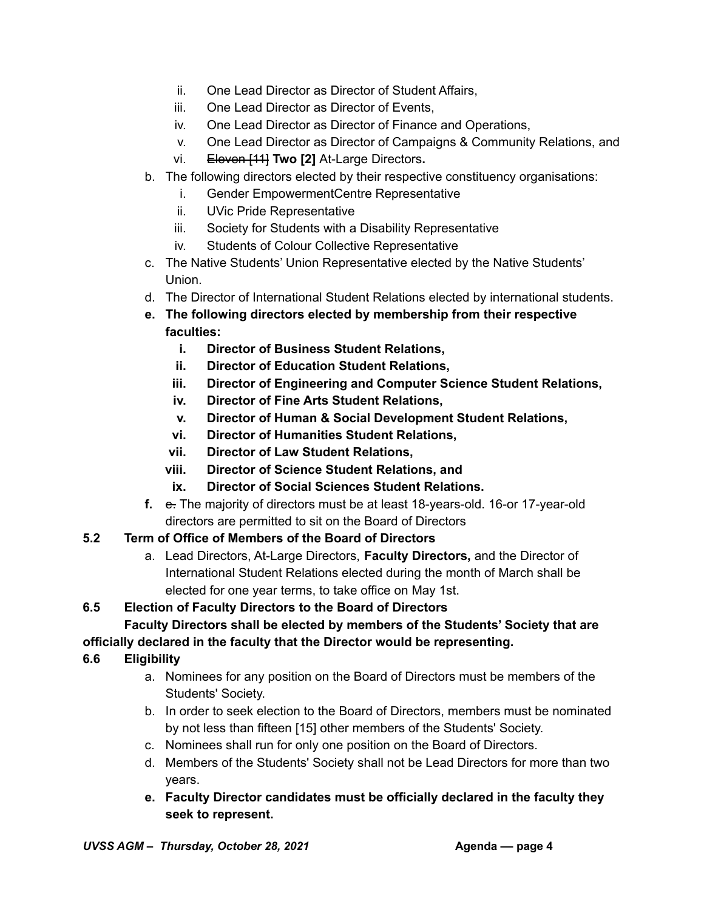ii. One Lead Director as Director of Student Affairs,
   iii. One Lead Director as Director of Events,
   iv. One Lead Director as Director of Finance and Operations,
   v. One Lead Director as Director of Campaigns & Community Relations, and
   vi. ~~Eleven [11]~~ **Two [2]** At-Large Directors**.**

b. The following directors elected by their respective constituency organisations:
   i. Gender EmpowermentCentre Representative
   ii. UVic Pride Representative
   iii. Society for Students with a Disability Representative
   iv. Students of Colour Collective Representative

c. The Native Students' Union Representative elected by the Native Students' Union.

d. The Director of International Student Relations elected by international students.

**e. The following directors elected by membership from their respective faculties:**
   **i. Director of Business Student Relations,**
   **ii. Director of Education Student Relations,**
   **iii. Director of Engineering and Computer Science Student Relations,**
   **iv. Director of Fine Arts Student Relations,**
   **v. Director of Human & Social Development Student Relations,**
   **vi. Director of Humanities Student Relations,**
   **vii. Director of Law Student Relations,**
   **viii. Director of Science Student Relations, and**
   **ix. Director of Social Sciences Student Relations.**

**f.** ~~e.~~ The majority of directors must be at least 18-years-old. 16-or 17-year-old directors are permitted to sit on the Board of Directors

**5.2 Term of Office of Members of the Board of Directors**

a. Lead Directors, At-Large Directors, **Faculty Directors,** and the Director of International Student Relations elected during the month of March shall be elected for one year terms, to take office on May 1st.

**6.5 Election of Faculty Directors to the Board of Directors**

**Faculty Directors shall be elected by members of the Students' Society that are officially declared in the faculty that the Director would be representing.**

**6.6 Eligibility**

a. Nominees for any position on the Board of Directors must be members of the Students' Society.

b. In order to seek election to the Board of Directors, members must be nominated by not less than fifteen [15] other members of the Students' Society.

c. Nominees shall run for only one position on the Board of Directors.

d. Members of the Students' Society shall not be Lead Directors for more than two years.

**e. Faculty Director candidates must be officially declared in the faculty they seek to represent.**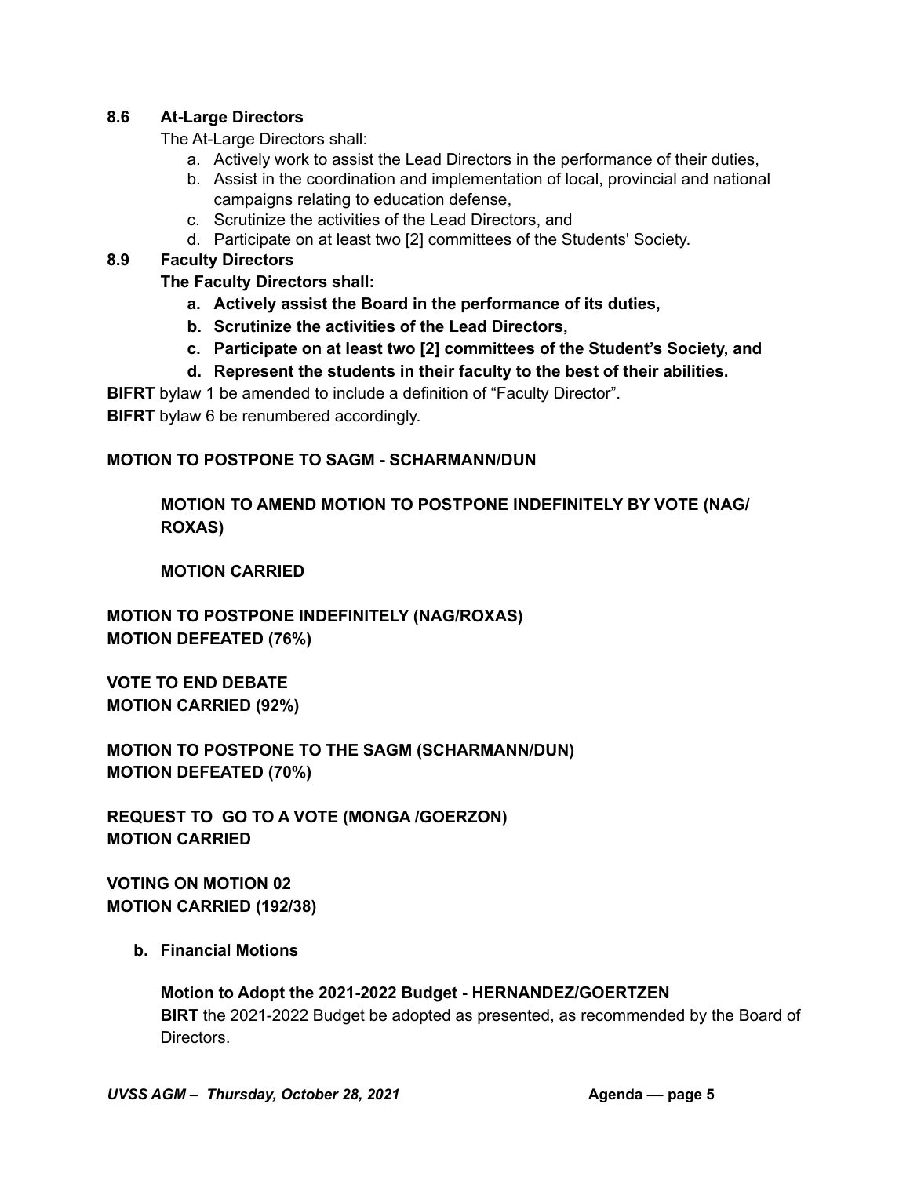**8.6 At-Large Directors**

The At-Large Directors shall:

a. Actively work to assist the Lead Directors in the performance of their duties,
b. Assist in the coordination and implementation of local, provincial and national campaigns relating to education defense,
c. Scrutinize the activities of the Lead Directors, and
d. Participate on at least two [2] committees of the Students' Society.

**8.9 Faculty Directors**

**The Faculty Directors shall:**

**a. Actively assist the Board in the performance of its duties,**
**b. Scrutinize the activities of the Lead Directors,**
**c. Participate on at least two [2] committees of the Student's Society, and**
**d. Represent the students in their faculty to the best of their abilities.**

**BIFRT** bylaw 1 be amended to include a definition of "Faculty Director".

**BIFRT** bylaw 6 be renumbered accordingly.

**MOTION TO POSTPONE TO SAGM - SCHARMANN/DUN**

> **MOTION TO AMEND MOTION TO POSTPONE INDEFINITELY BY VOTE (NAG/ROXAS)**
>
> **MOTION CARRIED**

**MOTION TO POSTPONE INDEFINITELY (NAG/ROXAS)**
**MOTION DEFEATED (76%)**

**VOTE TO END DEBATE**
**MOTION CARRIED (92%)**

**MOTION TO POSTPONE TO THE SAGM (SCHARMANN/DUN)**
**MOTION DEFEATED (70%)**

**REQUEST TO GO TO A VOTE (MONGA /GOERZON)**
**MOTION CARRIED**

**VOTING ON MOTION 02**
**MOTION CARRIED (192/38)**

**b. Financial Motions**

**Motion to Adopt the 2021-2022 Budget - HERNANDEZ/GOERTZEN**

**BIRT** the 2021-2022 Budget be adopted as presented, as recommended by the Board of Directors.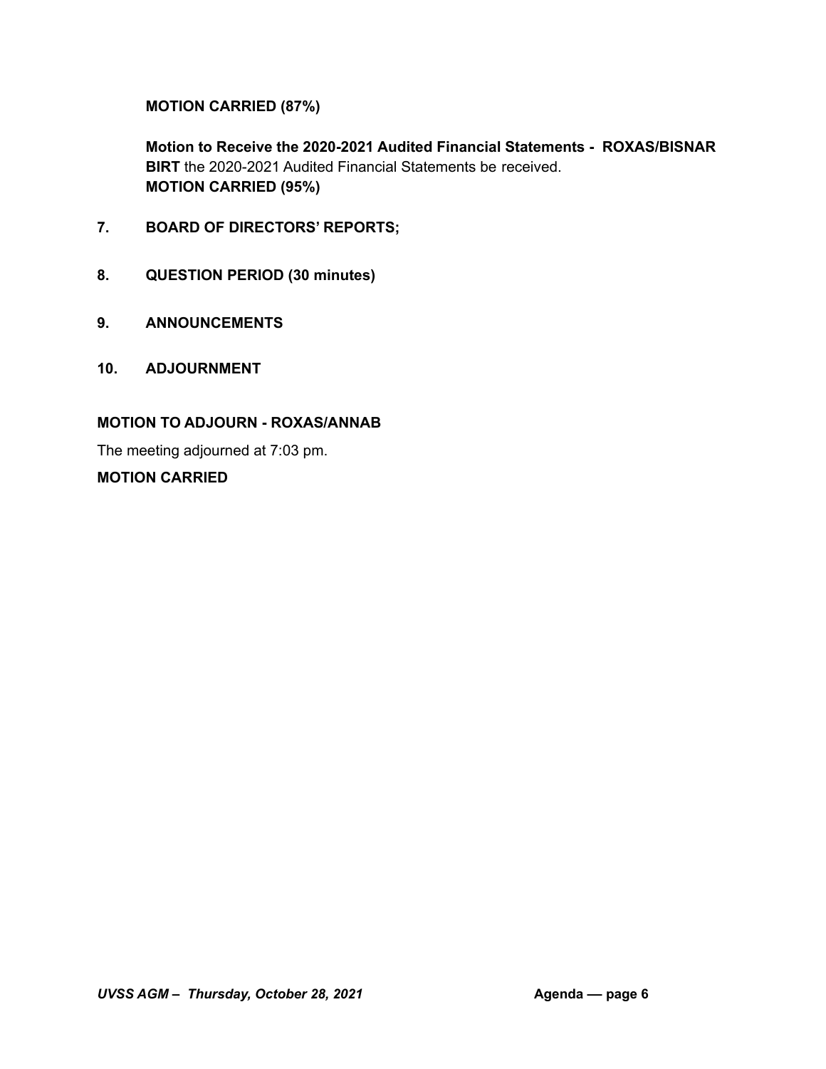**MOTION CARRIED (87%)**

**Motion to Receive the 2020-2021 Audited Financial Statements - ROXAS/BISNAR**
**BIRT** the 2020-2021 Audited Financial Statements be received.
**MOTION CARRIED (95%)**

**7. BOARD OF DIRECTORS' REPORTS;**

**8. QUESTION PERIOD (30 minutes)**

**9. ANNOUNCEMENTS**

**10. ADJOURNMENT**

**MOTION TO ADJOURN - ROXAS/ANNAB**

The meeting adjourned at 7:03 pm.

**MOTION CARRIED**